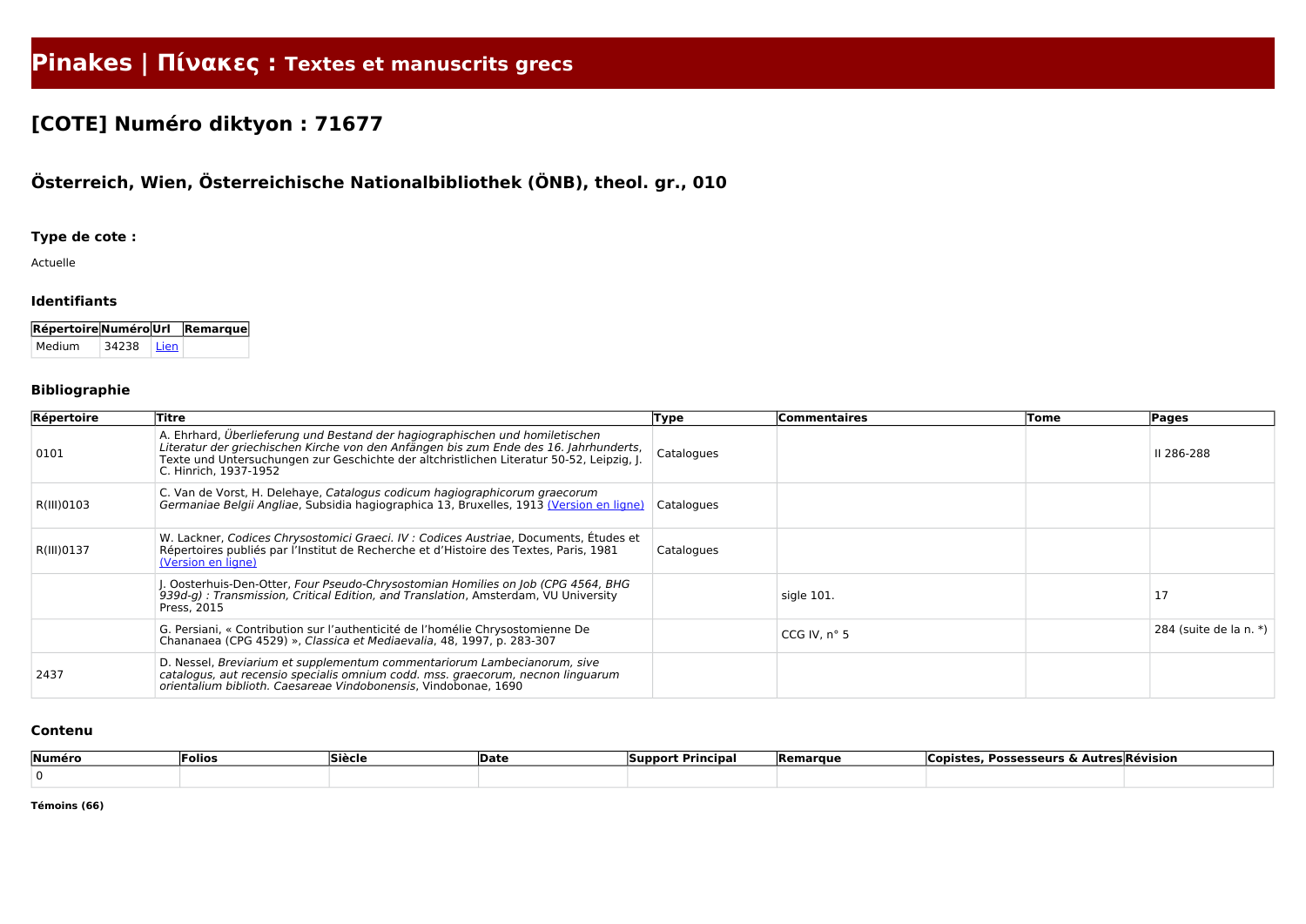# Pinakes | Πίνακες : Textes et manuscrits grecs

## [COTE] Numéro diktyon : 71677

### Österreich, Wien, Österreichische Nationalbibliothek (ÖNB), theol. gr., 010

#### Type de cote :

Actuelle

#### Identifiants

| Répertoire | Numéro | Url | Remarque |
|---|---|---|---|
| Medium | 34238 | Lien | |

#### Bibliographie

| Répertoire | Titre | Type | Commentaires | Tome | Pages |
|---|---|---|---|---|---|
| 0101 | A. Ehrhard, *Überlieferung und Bestand der hagiographischen und homiletischen Literatur der griechischen Kirche von den Anfängen bis zum Ende des 16. Jahrhunderts*, Texte und Untersuchungen zur Geschichte der altchristlichen Literatur 50-52, Leipzig, J. C. Hinrich, 1937-1952 | Catalogues | | | II 286-288 |
| R(III)0103 | C. Van de Vorst, H. Delehaye, *Catalogus codicum hagiographicorum graecorum Germaniae Belgii Angliae*, Subsidia hagiographica 13, Bruxelles, 1913 (Version en ligne) | Catalogues | | | |
| R(III)0137 | W. Lackner, *Codices Chrysostomici Graeci. IV : Codices Austriae*, Documents, Études et Répertoires publiés par l'Institut de Recherche et d'Histoire des Textes, Paris, 1981 (Version en ligne) | Catalogues | | | |
| | J. Oosterhuis-Den-Otter, *Four Pseudo-Chrysostomian Homilies on Job (CPG 4564, BHG 939d-g) : Transmission, Critical Edition, and Translation*, Amsterdam, VU University Press, 2015 | | sigle 101. | | 17 |
| | G. Persiani, « Contribution sur l'authenticité de l'homélie Chrysostomienne De Chananaea (CPG 4529) », *Classica et Mediaevalia*, 48, 1997, p. 283-307 | | CCG IV, n° 5 | | 284 (suite de la n. *) |
| 2437 | D. Nessel, *Breviarium et supplementum commentariorum Lambecianorum, sive catalogus, aut recensio specialis omnium codd. mss. graecorum, necnon linguarum orientalium biblioth. Caesareae Vindobonensis*, Vindobonae, 1690 | | | | |

#### Contenu

| Numéro | Folios | Siècle | Date | Support Principal | Remarque | Copistes, Possesseurs & Autres | Révision |
|---|---|---|---|---|---|---|---|
| 0 | | | | | | | |

**Témoins (66)**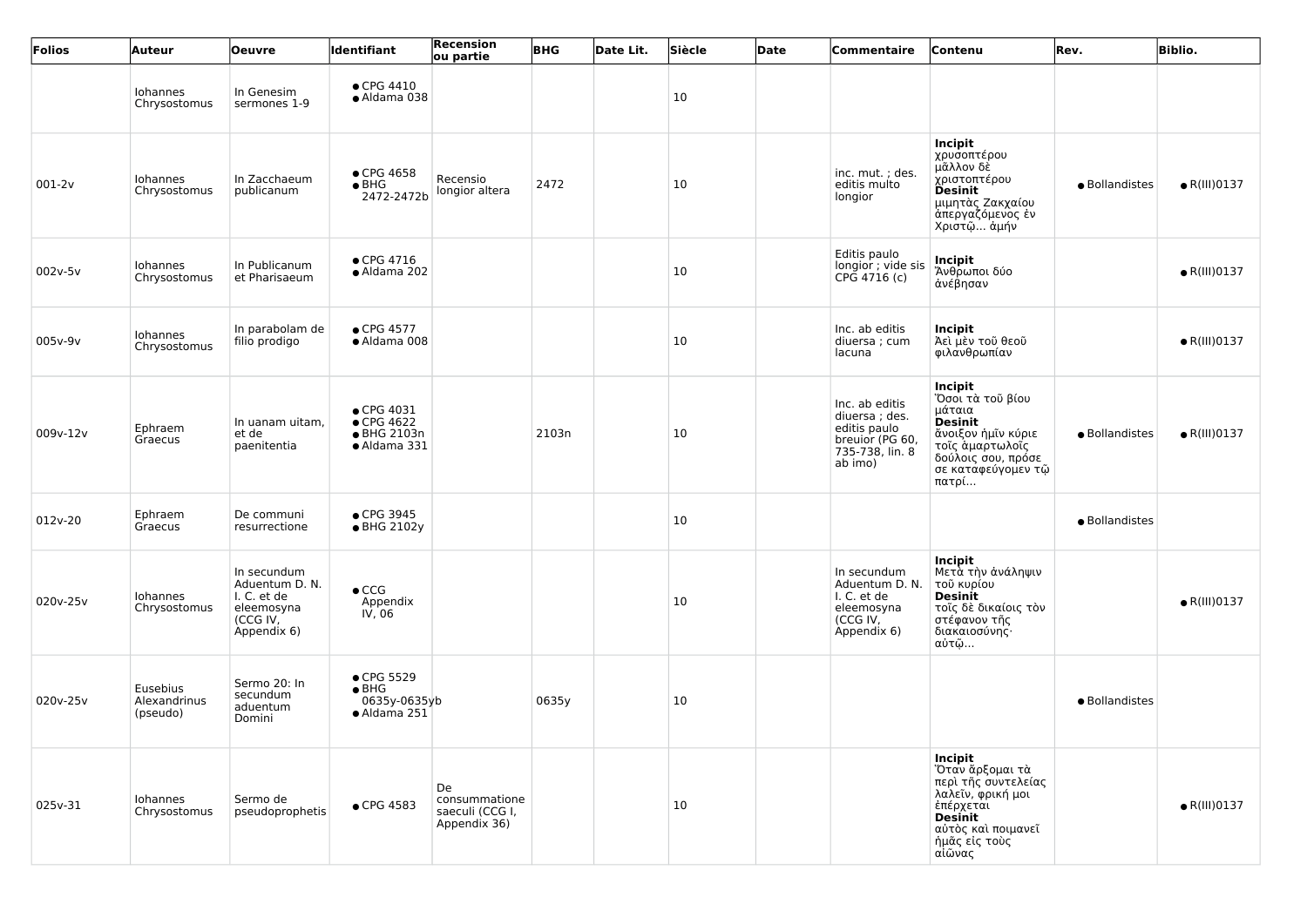| Folios | Auteur | Oeuvre | Identifiant | Recension ou partie | BHG | Date Lit. | Siècle | Date | Commentaire | Contenu | Rev. | Biblio. |
|---|---|---|---|---|---|---|---|---|---|---|---|---|
| | Iohannes Chrysostomus | In Genesim sermones 1-9 | ● CPG 4410<br>● Aldama 038 | | | | 10 | | | | | |
| 001-2v | Iohannes Chrysostomus | In Zacchaeum publicanum | ● CPG 4658<br>● BHG 2472-2472b | Recensio longior altera | 2472 | | 10 | | inc. mut. ; des. editis multo longior | **Incipit** χρυσοπτέρου μᾶλλον δὲ χριστοπτέρου **Desinit** μιμητὰς Ζακχαίου ἀπεργαζόμενος ἐν Χριστῷ... ἀμήν | ● Bollandistes | ● R(III)0137 |
| 002v-5v | Iohannes Chrysostomus | In Publicanum et Pharisaeum | ● CPG 4716<br>● Aldama 202 | | | | 10 | | Editis paulo longior ; vide sis CPG 4716 (c) | **Incipit** Ἄνθρωποι δύο ἀνέβησαν | | ● R(III)0137 |
| 005v-9v | Iohannes Chrysostomus | In parabolam de filio prodigo | ● CPG 4577<br>● Aldama 008 | | | | 10 | | Inc. ab editis diuersa ; cum lacuna | **Incipit** Ἀεὶ μὲν τοῦ θεοῦ φιλανθρωπίαν | | ● R(III)0137 |
| 009v-12v | Ephraem Graecus | In uanam uitam, et de paenitentia | ● CPG 4031<br>● CPG 4622<br>● BHG 2103n<br>● Aldama 331 | | 2103n | | 10 | | Inc. ab editis diuersa ; des. editis paulo breuior (PG 60, 735-738, lin. 8 ab imo) | **Incipit** Ὅσοι τὰ τοῦ βίου μάταια **Desinit** ἄνοιξον ἡμῖν κύριε τοῖς ἁμαρτωλοῖς δούλοις σου, πρόσε σε καταφεύγομεν τῷ πατρί... | ● Bollandistes | ● R(III)0137 |
| 012v-20 | Ephraem Graecus | De communi resurrectione | ● CPG 3945<br>● BHG 2102y | | | | 10 | | | | ● Bollandistes | |
| 020v-25v | Iohannes Chrysostomus | In secundum Aduentum D. N. I. C. et de eleemosyna (CCG IV, Appendix 6) | ● CCG Appendix IV, 06 | | | | 10 | | In secundum Aduentum D. N. I. C. et de eleemosyna (CCG IV, Appendix 6) | **Incipit** Μετὰ τὴν ἀνάληψιν τοῦ κυρίου **Desinit** τοῖς δὲ δικαίοις τὸν στέφανον τῆς διακαιοσύνης· αὐτῷ... | | ● R(III)0137 |
| 020v-25v | Eusebius Alexandrinus (pseudo) | Sermo 20: In secundum aduentum Domini | ● CPG 5529<br>● BHG 0635y-0635yb<br>● Aldama 251 | | 0635y | | 10 | | | | ● Bollandistes | |
| 025v-31 | Iohannes Chrysostomus | Sermo de pseudoprophetis | ● CPG 4583 | De consummatione saeculi (CCG I, Appendix 36) | | | 10 | | | **Incipit** Ὅταν ἄρξομαι τὰ περὶ τῆς συντελείας λαλεῖν, φρική μοι ἐπέρχεται **Desinit** αὐτὸς καὶ ποιμανεῖ ἡμᾶς εἰς τοὺς αἰῶνας | | ● R(III)0137 |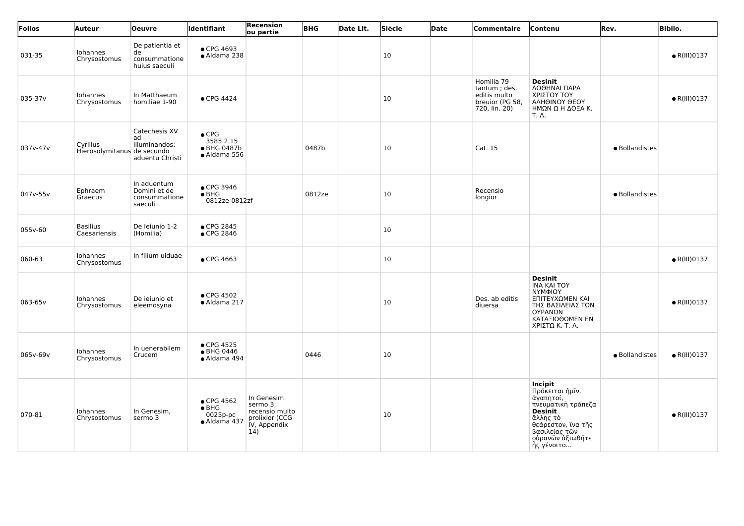| Folios | Auteur | Oeuvre | Identifiant | Recension ou partie | BHG | Date Lit. | Siècle | Date | Commentaire | Contenu | Rev. | Biblio. |
|---|---|---|---|---|---|---|---|---|---|---|---|---|
| 031-35 | Iohannes Chrysostomus | De patientia et de consummatione huius saeculi | ● CPG 4693<br>● Aldama 238 | | | | 10 | | | | | ● R(III)0137 |
| 035-37v | Iohannes Chrysostomus | In Matthaeum homiliae 1-90 | ● CPG 4424 | | | | 10 | | Homilia 79 tantum ; des. editis multo breuior (PG 58, 720, lin. 20) | **Desinit** ΔΟΘΗΝΑΙ ΠΑΡΑ ΧΡΙΣΤΟΥ ΤΟΥ ΑΛΗΘΙΝΟΥ ΘΕΟΥ ΗΜΩΝ Ω Η ΔΟΞΑ Κ. Τ. Λ. | | ● R(III)0137 |
| 037v-47v | Cyrillus Hierosolymitanus | Catechesis XV ad illuminandos: de secundo aduentu Christi | ● CPG 3585.2.15<br>● BHG 0487b<br>● Aldama 556 | | 0487b | | 10 | | Cat. 15 | | ● Bollandistes | |
| 047v-55v | Ephraem Graecus | In aduentum Domini et de consummatione saeculi | ● CPG 3946<br>● BHG 0812ze-0812zf | | 0812ze | | 10 | | Recensio longior | | ● Bollandistes | |
| 055v-60 | Basilius Caesariensis | De Ieiunio 1-2 (Homilia) | ● CPG 2845<br>● CPG 2846 | | | | 10 | | | | | |
| 060-63 | Iohannes Chrysostomus | In filium uiduae | ● CPG 4663 | | | | 10 | | | | | ● R(III)0137 |
| 063-65v | Iohannes Chrysostomus | De ieiunio et eleemosyna | ● CPG 4502<br>● Aldama 217 | | | | 10 | | Des. ab editis diuersa | **Desinit** ΙΝΑ ΚΑΙ ΤΟΥ ΝΥΜΦΙΟΥ ΕΠΙΤΕΥΧΩΜΕΝ ΚΑΙ ΤΗΣ ΒΑΣΙΛΕΙΑΣ ΤΩΝ ΟΥΡΑΝΩΝ ΚΑΤΑΞΙΩΘΩΜΕΝ ΕΝ ΧΡΙΣΤΩ Κ. Τ. Λ. | | ● R(III)0137 |
| 065v-69v | Iohannes Chrysostomus | In uenerabilem Crucem | ● CPG 4525<br>● BHG 0446<br>● Aldama 494 | | 0446 | | 10 | | | | ● Bollandistes | ● R(III)0137 |
| 070-81 | Iohannes Chrysostomus | In Genesim, sermo 3 | ● CPG 4562<br>● BHG 0025p-pc<br>● Aldama 437 | In Genesim sermo 3, recensio multo prolixior (CCG IV, Appendix 14) | | | 10 | | | **Incipit** Πρόκειται ἡμῖν, ἀγαπητοί, πνευματικὴ τράπεζα **Desinit** ἄλλης τὸ θεάρεστον, ἵνα τῆς βασιλείας τῶν οὐρανῶν ἀξιωθῆτε ἧς γένοιτο... | | ● R(III)0137 |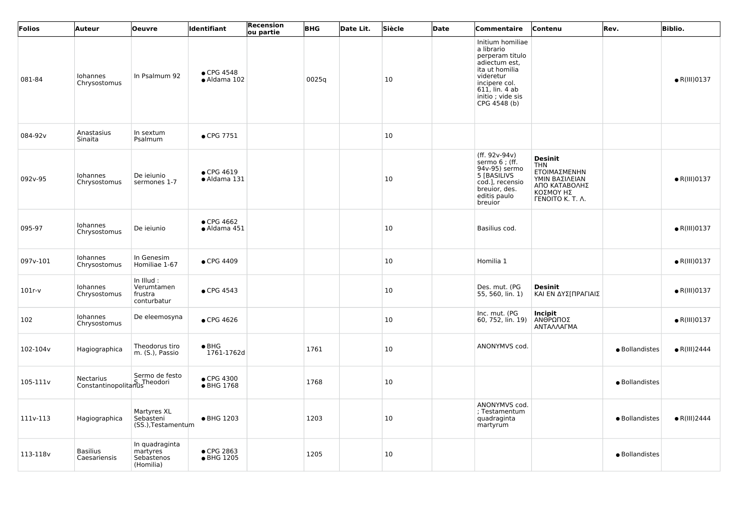| Folios | Auteur | Oeuvre | Identifiant | Recension ou partie | BHG | Date Lit. | Siècle | Date | Commentaire | Contenu | Rev. | Biblio. |
|---|---|---|---|---|---|---|---|---|---|---|---|---|
| 081-84 | Iohannes Chrysostomus | In Psalmum 92 | ● CPG 4548<br>● Aldama 102 | | 0025q | | 10 | | Initium homiliae a librario perperam titulo adiectum est, ita ut homilia videretur incipere col. 611, lin. 4 ab initio ; vide sis CPG 4548 (b) | | | ● R(III)0137 |
| 084-92v | Anastasius Sinaita | In sextum Psalmum | ● CPG 7751 | | | | 10 | | | | | |
| 092v-95 | Iohannes Chrysostomus | De ieiunio sermones 1-7 | ● CPG 4619<br>● Aldama 131 | | | | 10 | | (ff. 92v-94v) sermo 6 ; (ff. 94v-95) sermo 5 [BASILIVS cod.], recensio breuior, des. editis paulo breuior | **Desinit**<br>ΤΗΝ ΕΤΟΙΜΑΣΜΕΝΗΝ ΥΜΙΝ ΒΑΣΙΛΕΙΑΝ ΑΠΟ ΚΑΤΑΒΟΛΗΣ ΚΟΣΜΟΥ ΗΣ ΓΕΝΟΙΤΟ Κ. Τ. Λ. | | ● R(III)0137 |
| 095-97 | Iohannes Chrysostomus | De ieiunio | ● CPG 4662<br>● Aldama 451 | | | | 10 | | Basilius cod. | | | ● R(III)0137 |
| 097v-101 | Iohannes Chrysostomus | In Genesim Homiliae 1-67 | ● CPG 4409 | | | | 10 | | Homilia 1 | | | ● R(III)0137 |
| 101r-v | Iohannes Chrysostomus | In Illud : Verumtamen frustra conturbatur | ● CPG 4543 | | | | 10 | | Des. mut. (PG 55, 560, lin. 1) | **Desinit**<br>ΚΑΙ ΕΝ ΔΥΣ[ΠΡΑΓΙΑΙΣ | | ● R(III)0137 |
| 102 | Iohannes Chrysostomus | De eleemosyna | ● CPG 4626 | | | | 10 | | Inc. mut. (PG 60, 752, lin. 19) | **Incipit**<br>ΑΝΘΡΩΠΟΣ ΑΝΤΑΛΛΑΓΜΑ | | ● R(III)0137 |
| 102-104v | Hagiographica | Theodorus tiro m. (S.), Passio | ● BHG 1761-1762d | | 1761 | | 10 | | ANONYMVS cod. | | ● Bollandistes | ● R(III)2444 |
| 105-111v | Nectarius Constantinopolitanus | Sermo de festo S. Theodori | ● CPG 4300<br>● BHG 1768 | | 1768 | | 10 | | | | ● Bollandistes | |
| 111v-113 | Hagiographica | Martyres XL Sebasteni (SS.),Testamentum | ● BHG 1203 | | 1203 | | 10 | | ANONYMVS cod. ; Testamentum quadraginta martyrum | | ● Bollandistes | ● R(III)2444 |
| 113-118v | Basilius Caesariensis | In quadraginta martyres Sebastenos (Homilia) | ● CPG 2863<br>● BHG 1205 | | 1205 | | 10 | | | | ● Bollandistes | |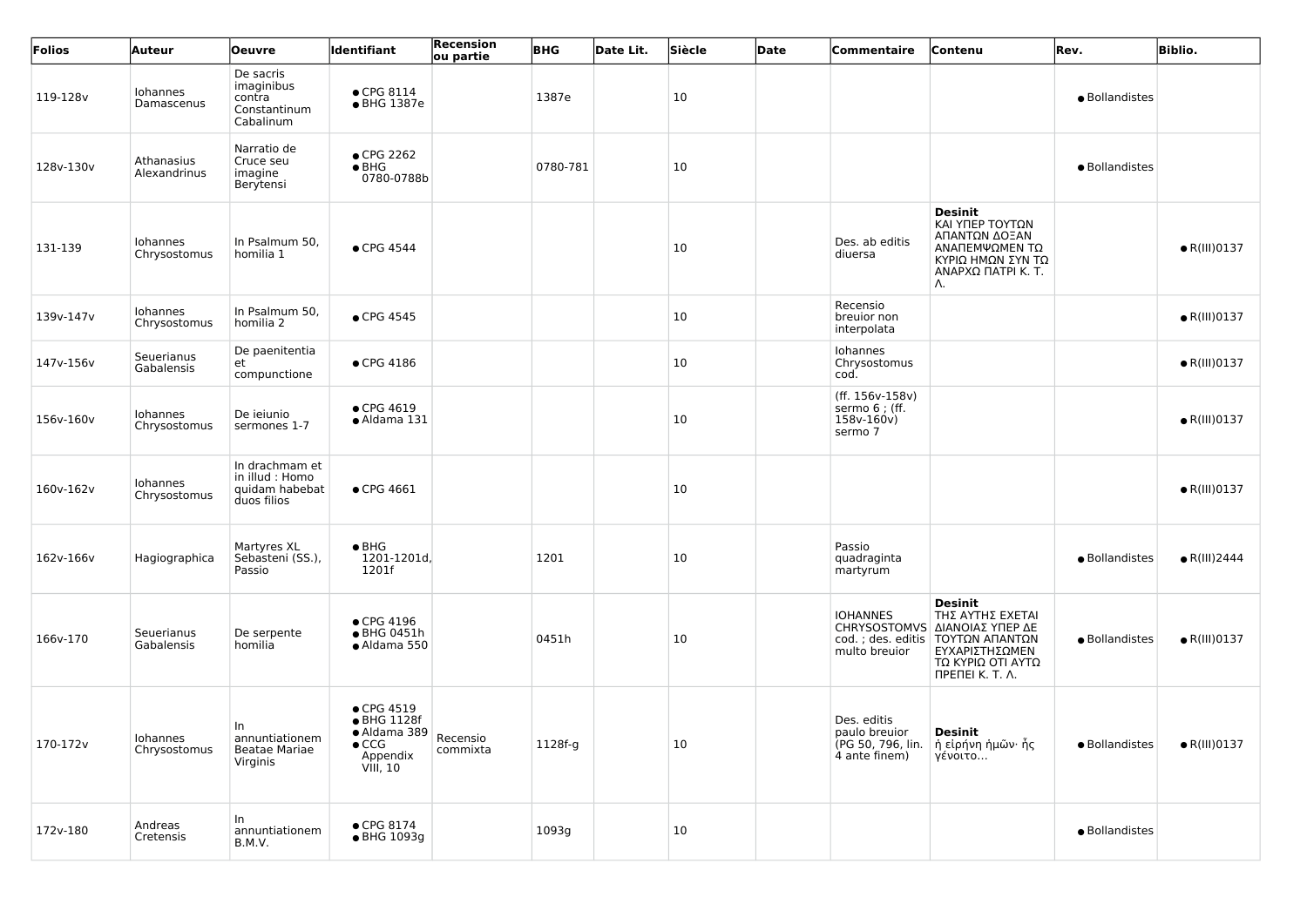| Folios | Auteur | Oeuvre | Identifiant | Recension ou partie | BHG | Date Lit. | Siècle | Date | Commentaire | Contenu | Rev. | Biblio. |
|---|---|---|---|---|---|---|---|---|---|---|---|---|
| 119-128v | Iohannes Damascenus | De sacris imaginibus contra Constantinum Cabalinum | ● CPG 8114<br>● BHG 1387e | | 1387e | | 10 | | | | ● Bollandistes | |
| 128v-130v | Athanasius Alexandrinus | Narratio de Cruce seu imagine Berytensi | ● CPG 2262<br>● BHG 0780-0788b | | 0780-781 | | 10 | | | | ● Bollandistes | |
| 131-139 | Iohannes Chrysostomus | In Psalmum 50, homilia 1 | ● CPG 4544 | | | | 10 | | Des. ab editis diuersa | **Desinit** ΚΑΙ ΥΠΕΡ ΤΟΥΤΩΝ ΑΠΑΝΤΩΝ ΔΟΞΑΝ ΑΝΑΠΕΜΨΩΜΕΝ ΤΩ ΚΥΡΙΩ ΗΜΩΝ ΣΥΝ ΤΩ ΑΝΑΡΧΩ ΠΑΤΡΙ Κ. Τ. Λ. | | ● R(III)0137 |
| 139v-147v | Iohannes Chrysostomus | In Psalmum 50, homilia 2 | ● CPG 4545 | | | | 10 | | Recensio breuior non interpolata | | | ● R(III)0137 |
| 147v-156v | Seuerianus Gabalensis | De paenitentia et compunctione | ● CPG 4186 | | | | 10 | | Iohannes Chrysostomus cod. | | | ● R(III)0137 |
| 156v-160v | Iohannes Chrysostomus | De ieiunio sermones 1-7 | ● CPG 4619<br>● Aldama 131 | | | | 10 | | (ff. 156v-158v) sermo 6 ; (ff. 158v-160v) sermo 7 | | | ● R(III)0137 |
| 160v-162v | Iohannes Chrysostomus | In drachmam et in illud : Homo quidam habebat duos filios | ● CPG 4661 | | | | 10 | | | | | ● R(III)0137 |
| 162v-166v | Hagiographica | Martyres XL Sebasteni (SS.), Passio | ● BHG 1201-1201d, 1201f | | 1201 | | 10 | | Passio quadraginta martyrum | | ● Bollandistes | ● R(III)2444 |
| 166v-170 | Seuerianus Gabalensis | De serpente homilia | ● CPG 4196<br>● BHG 0451h<br>● Aldama 550 | | 0451h | | 10 | | IOHANNES CHRYSOSTOMVS cod. ; des. editis multo breuior | **Desinit** ΤΗΣ ΑΥΤΗΣ ΕΧΕΤΑΙ ΔΙΑΝΟΙΑΣ ΥΠΕΡ ΔΕ ΤΟΥΤΩΝ ΑΠΑΝΤΩΝ ΕΥΧΑΡΙΣΤΗΣΩΜΕΝ ΤΩ ΚΥΡΙΩ ΟΤΙ ΑΥΤΩ ΠΡΕΠΕΙ Κ. Τ. Λ. | ● Bollandistes | ● R(III)0137 |
| 170-172v | Iohannes Chrysostomus | In annuntiationem Beatae Mariae Virginis | ● CPG 4519<br>● BHG 1128f<br>● Aldama 389<br>● CCG Appendix VIII, 10 | Recensio commixta | 1128f-g | | 10 | | Des. editis paulo breuior (PG 50, 796, lin. 4 ante finem) | **Desinit** ἡ εἰρήνη ἡμῶν· ἧς γένοιτο... | ● Bollandistes | ● R(III)0137 |
| 172v-180 | Andreas Cretensis | In annuntiationem B.M.V. | ● CPG 8174<br>● BHG 1093g | | 1093g | | 10 | | | | ● Bollandistes | |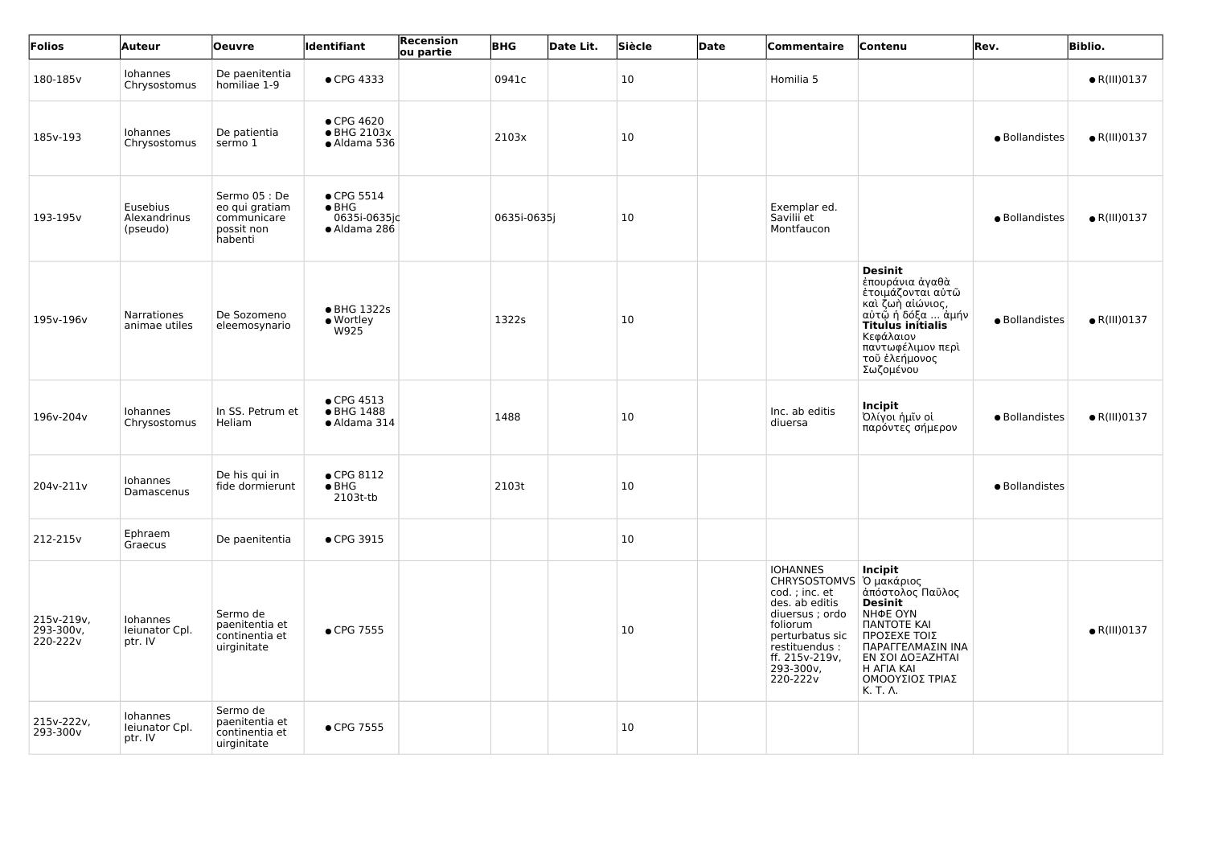| Folios | Auteur | Oeuvre | Identifiant | Recension ou partie | BHG | Date Lit. | Siècle | Date | Commentaire | Contenu | Rev. | Biblio. |
|---|---|---|---|---|---|---|---|---|---|---|---|---|
| 180-185v | Iohannes Chrysostomus | De paenitentia homiliae 1-9 | ● CPG 4333 | | 0941c | | 10 | | Homilia 5 | | | ● R(III)0137 |
| 185v-193 | Iohannes Chrysostomus | De patientia sermo 1 | ● CPG 4620<br>● BHG 2103x<br>● Aldama 536 | | 2103x | | 10 | | | | ● Bollandistes | ● R(III)0137 |
| 193-195v | Eusebius Alexandrinus (pseudo) | Sermo 05 : De eo qui gratiam communicare possit non habenti | ● CPG 5514<br>● BHG 0635i-0635j<br>● Aldama 286 | | 0635i-0635j | | 10 | | Exemplar ed. Savilii et Montfaucon | | ● Bollandistes | ● R(III)0137 |
| 195v-196v | Narrationes animae utiles | De Sozomeno eleemosynario | ● BHG 1322s<br>● Wortley W925 | | 1322s | | 10 | | | **Desinit** ἐπουράνια ἀγαθὰ ἑτοιμάζονται αὐτῷ καὶ ζωὴ αἰώνιος, αὐτῷ ἡ δόξα ... ἀμήν **Titulus initialis** Κεφάλαιον παντωφέλιμον περὶ τοῦ ἐλεήμονος Σωζομένου | ● Bollandistes | ● R(III)0137 |
| 196v-204v | Iohannes Chrysostomus | In SS. Petrum et Heliam | ● CPG 4513<br>● BHG 1488<br>● Aldama 314 | | 1488 | | 10 | | Inc. ab editis diuersa | **Incipit** Ὀλίγοι ἡμῖν οἱ παρόντες σήμερον | ● Bollandistes | ● R(III)0137 |
| 204v-211v | Iohannes Damascenus | De his qui in fide dormierunt | ● CPG 8112<br>● BHG 2103t-tb | | 2103t | | 10 | | | | ● Bollandistes | |
| 212-215v | Ephraem Graecus | De paenitentia | ● CPG 3915 | | | | 10 | | | | | |
| 215v-219v, 293-300v, 220-222v | Iohannes Ieiunator Cpl. ptr. IV | Sermo de paenitentia et continentia et uirginitate | ● CPG 7555 | | | | 10 | | IOHANNES CHRYSOSTOMVS cod. ; inc. et des. ab editis diuersus ; ordo foliorum perturbatus sic restituendus : ff. 215v-219v, 293-300v, 220-222v | **Incipit** Ὁ μακάριος ἀπόστολος Παῦλος **Desinit** ΝΗΦΕ ΟΥΝ ΠΑΝΤΟΤΕ ΚΑΙ ΠΡΟΣΕΧΕ ΤΟΙΣ ΠΑΡΑΓΓΕΛΜΑΣΙΝ ΙΝΑ ΕΝ ΣΟΙ ΔΟΞΑΖΗΤΑΙ Η ΑΓΙΑ ΚΑΙ ΟΜΟΟΥΣΙΟΣ ΤΡΙΑΣ Κ. Τ. Λ. | | ● R(III)0137 |
| 215v-222v, 293-300v | Iohannes Ieiunator Cpl. ptr. IV | Sermo de paenitentia et continentia et uirginitate | ● CPG 7555 | | | | 10 | | | | | |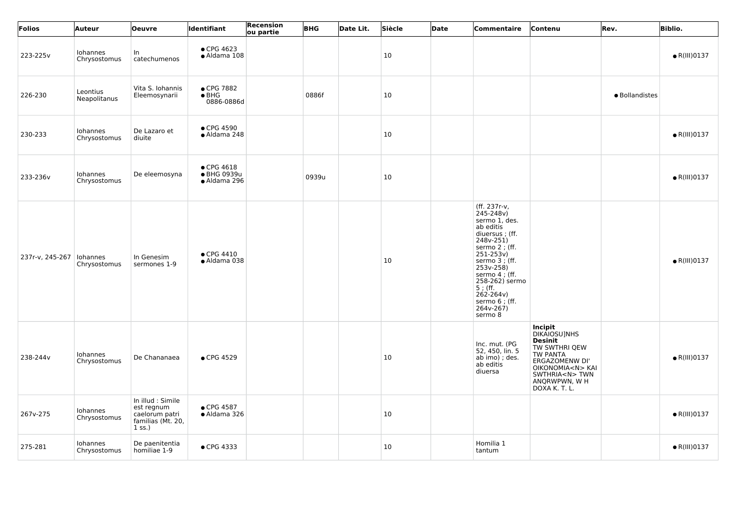| Folios | Auteur | Oeuvre | Identifiant | Recension ou partie | BHG | Date Lit. | Siècle | Date | Commentaire | Contenu | Rev. | Biblio. |
|---|---|---|---|---|---|---|---|---|---|---|---|---|
| 223-225v | Iohannes Chrysostomus | In catechumenos | ● CPG 4623 ● Aldama 108 | | | | 10 | | | | | ● R(III)0137 |
| 226-230 | Leontius Neapolitanus | Vita S. Iohannis Eleemosynarii | ● CPG 7882 ● BHG 0886-0886d | | 0886f | | 10 | | | | ● Bollandistes | |
| 230-233 | Iohannes Chrysostomus | De Lazaro et diuite | ● CPG 4590 ● Aldama 248 | | | | 10 | | | | | ● R(III)0137 |
| 233-236v | Iohannes Chrysostomus | De eleemosyna | ● CPG 4618 ● BHG 0939u ● Aldama 296 | | 0939u | | 10 | | | | | ● R(III)0137 |
| 237r-v, 245-267 | Iohannes Chrysostomus | In Genesim sermones 1-9 | ● CPG 4410 ● Aldama 038 | | | | 10 | | (ff. 237r-v, 245-248v) sermo 1, des. ab editis diuersus ; (ff. 248v-251) sermo 2 ; (ff. 251-253v) sermo 3 ; (ff. 253v-258) sermo 4 ; (ff. 258-262) sermo 5 ; (ff. 262-264v) sermo 6 ; (ff. 264v-267) sermo 8 | | | ● R(III)0137 |
| 238-244v | Iohannes Chrysostomus | De Chananaea | ● CPG 4529 | | | | 10 | | Inc. mut. (PG 52, 450, lin. 5 ab imo) ; des. ab editis diuersa | **Incipit** DIKAIOSU]NHS **Desinit** TW SWTHRI QEW TW PANTA ERGAZOMENW DI' OIKONOMIA<N> KAI SWTHRIA<N> TWN ANQRWPWN, W H DOXA K. T. L. | | ● R(III)0137 |
| 267v-275 | Iohannes Chrysostomus | In illud : Simile est regnum caelorum patri familias (Mt. 20, 1 ss.) | ● CPG 4587 ● Aldama 326 | | | | 10 | | | | | ● R(III)0137 |
| 275-281 | Iohannes Chrysostomus | De paenitentia homiliae 1-9 | ● CPG 4333 | | | | 10 | | Homilia 1 tantum | | | ● R(III)0137 |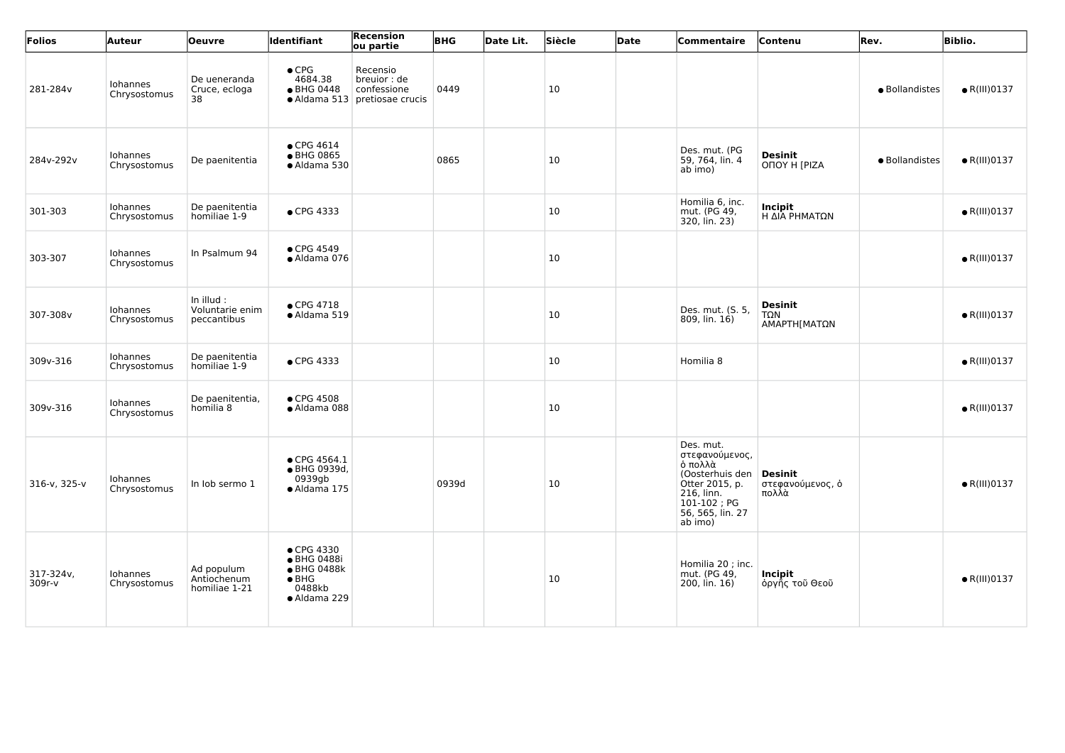| Folios | Auteur | Oeuvre | Identifiant | Recension ou partie | BHG | Date Lit. | Siècle | Date | Commentaire | Contenu | Rev. | Biblio. |
|---|---|---|---|---|---|---|---|---|---|---|---|---|
| 281-284v | Iohannes Chrysostomus | De ueneranda Cruce, ecloga 38 | ● CPG 4684.38<br>● BHG 0448<br>● Aldama 513 | Recensio breuior : de confessione pretiosae crucis | 0449 | | 10 | | | | ● Bollandistes | ● R(III)0137 |
| 284v-292v | Iohannes Chrysostomus | De paenitentia | ● CPG 4614<br>● BHG 0865<br>● Aldama 530 | | 0865 | | 10 | | Des. mut. (PG 59, 764, lin. 4 ab imo) | **Desinit**<br>ΟΠΟΥ Η [ΡΙΖΑ | ● Bollandistes | ● R(III)0137 |
| 301-303 | Iohannes Chrysostomus | De paenitentia homiliae 1-9 | ● CPG 4333 | | | | 10 | | Homilia 6, inc. mut. (PG 49, 320, lin. 23) | **Incipit**<br>Η ΔΙΑ ΡΗΜΑΤΩΝ | | ● R(III)0137 |
| 303-307 | Iohannes Chrysostomus | In Psalmum 94 | ● CPG 4549<br>● Aldama 076 | | | | 10 | | | | | ● R(III)0137 |
| 307-308v | Iohannes Chrysostomus | In illud : Voluntarie enim peccantibus | ● CPG 4718<br>● Aldama 519 | | | | 10 | | Des. mut. (S. 5, 809, lin. 16) | **Desinit**<br>ΤΩΝ ΑΜΑΡΤΗ[ΜΑΤΩΝ | | ● R(III)0137 |
| 309v-316 | Iohannes Chrysostomus | De paenitentia homiliae 1-9 | ● CPG 4333 | | | | 10 | | Homilia 8 | | | ● R(III)0137 |
| 309v-316 | Iohannes Chrysostomus | De paenitentia, homilia 8 | ● CPG 4508<br>● Aldama 088 | | | | 10 | | | | | ● R(III)0137 |
| 316-v, 325-v | Iohannes Chrysostomus | In Iob sermo 1 | ● CPG 4564.1<br>● BHG 0939d, 0939gb<br>● Aldama 175 | | 0939d | | 10 | | Des. mut. στεφανούμενος, ὁ πολλὰ (Oosterhuis den Otter 2015, p. 216, linn. 101-102 ; PG 56, 565, lin. 27 ab imo) | **Desinit**<br>στεφανούμενος, ὁ πολλὰ | | ● R(III)0137 |
| 317-324v, 309r-v | Iohannes Chrysostomus | Ad populum Antiochenum homiliae 1-21 | ● CPG 4330<br>● BHG 0488i<br>● BHG 0488k<br>● BHG 0488kb<br>● Aldama 229 | | | | 10 | | Homilia 20 ; inc. mut. (PG 49, 200, lin. 16) | **Incipit**<br>ὀργῆς τοῦ Θεοῦ | | ● R(III)0137 |